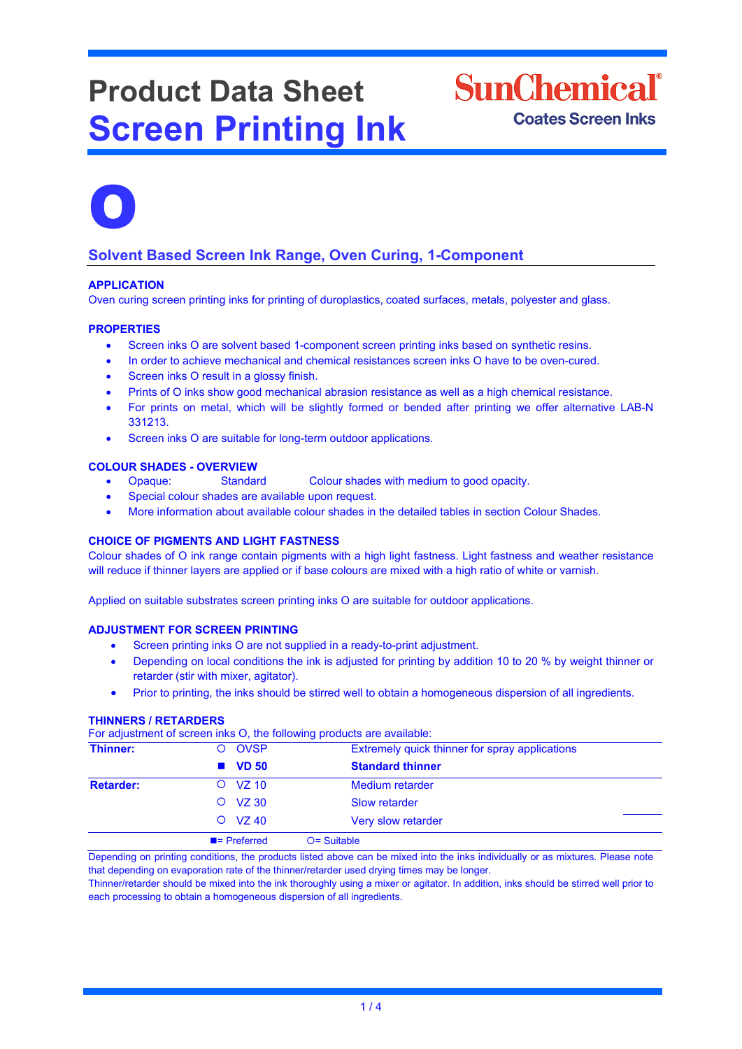# Product Data Sheet
# Screen Printing Ink

SunChemical®
Coates Screen Inks

# O

## Solvent Based Screen Ink Range, Oven Curing, 1-Component

### APPLICATION

Oven curing screen printing inks for printing of duroplastics, coated surfaces, metals, polyester and glass.

### PROPERTIES

- Screen inks O are solvent based 1-component screen printing inks based on synthetic resins.
- In order to achieve mechanical and chemical resistances screen inks O have to be oven-cured.
- Screen inks O result in a glossy finish.
- Prints of O inks show good mechanical abrasion resistance as well as a high chemical resistance.
- For prints on metal, which will be slightly formed or bended after printing we offer alternative LAB-N 331213.
- Screen inks O are suitable for long-term outdoor applications.

### COLOUR SHADES - OVERVIEW

- Opaque: Standard Colour shades with medium to good opacity.
- Special colour shades are available upon request.
- More information about available colour shades in the detailed tables in section Colour Shades.

### CHOICE OF PIGMENTS AND LIGHT FASTNESS

Colour shades of O ink range contain pigments with a high light fastness. Light fastness and weather resistance will reduce if thinner layers are applied or if base colours are mixed with a high ratio of white or varnish.

Applied on suitable substrates screen printing inks O are suitable for outdoor applications.

### ADJUSTMENT FOR SCREEN PRINTING

- Screen printing inks O are not supplied in a ready-to-print adjustment.
- Depending on local conditions the ink is adjusted for printing by addition 10 to 20 % by weight thinner or retarder (stir with mixer, agitator).
- Prior to printing, the inks should be stirred well to obtain a homogeneous dispersion of all ingredients.

### THINNERS / RETARDERS

For adjustment of screen inks O, the following products are available:

| | | | |
|---|---|---|---|
| **Thinner:** | ○ | OVSP | Extremely quick thinner for spray applications |
| | ■ | **VD 50** | **Standard thinner** |
| **Retarder:** | ○ | VZ 10 | Medium retarder |
| | ○ | VZ 30 | Slow retarder |
| | ○ | VZ 40 | Very slow retarder |

■= Preferred ○= Suitable

Depending on printing conditions, the products listed above can be mixed into the inks individually or as mixtures. Please note that depending on evaporation rate of the thinner/retarder used drying times may be longer.
Thinner/retarder should be mixed into the ink thoroughly using a mixer or agitator. In addition, inks should be stirred well prior to each processing to obtain a homogeneous dispersion of all ingredients.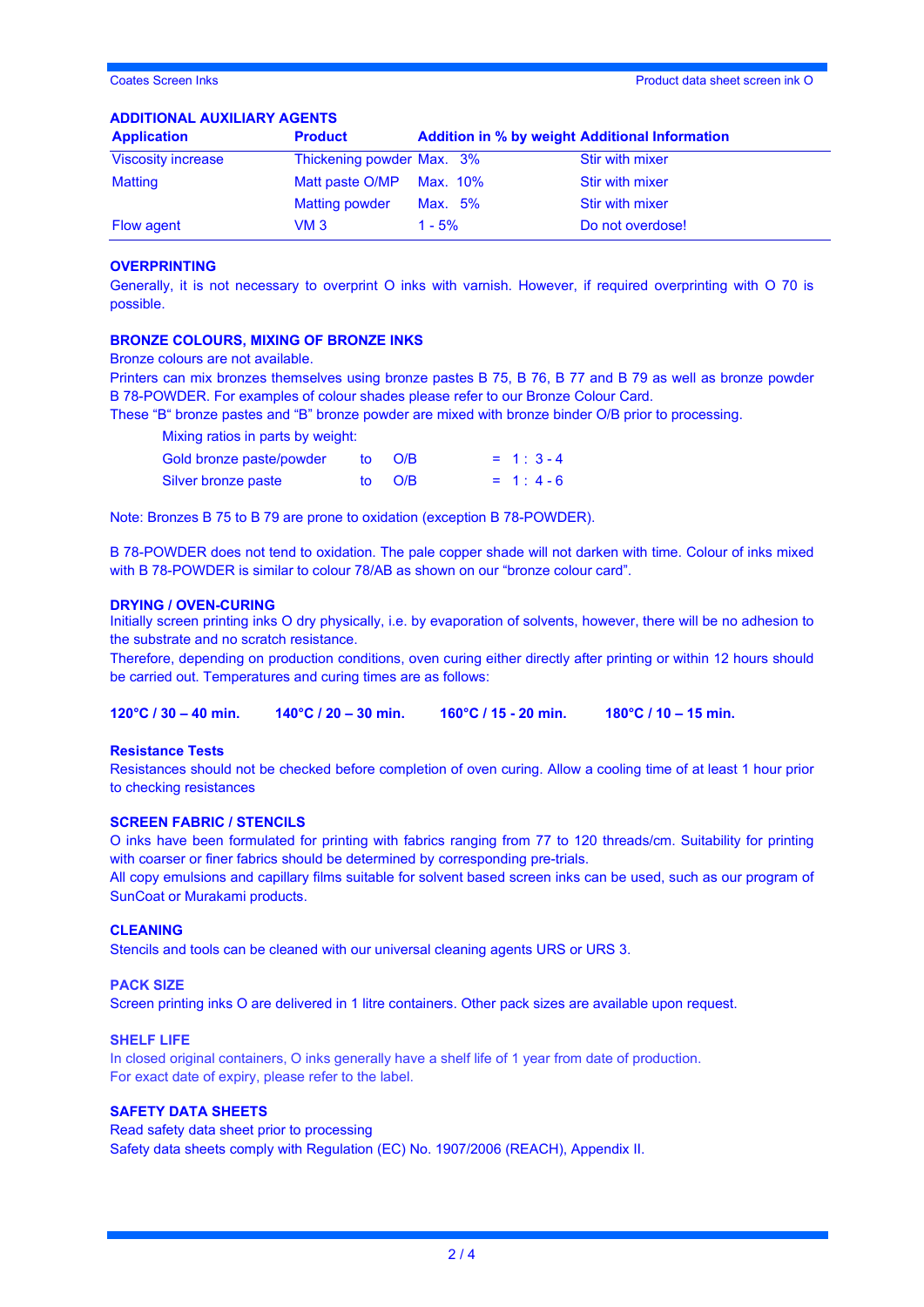## ADDITIONAL AUXILIARY AGENTS

| Application | Product | Addition in % by weight | Additional Information |
|---|---|---|---|
| Viscosity increase | Thickening powder | Max. 3% | Stir with mixer |
| Matting | Matt paste O/MP | Max. 10% | Stir with mixer |
| | Matting powder | Max. 5% | Stir with mixer |
| Flow agent | VM 3 | 1 - 5% | Do not overdose! |

## OVERPRINTING

Generally, it is not necessary to overprint O inks with varnish. However, if required overprinting with O 70 is possible.

## BRONZE COLOURS, MIXING OF BRONZE INKS

Bronze colours are not available.

Printers can mix bronzes themselves using bronze pastes B 75, B 76, B 77 and B 79 as well as bronze powder B 78-POWDER. For examples of colour shades please refer to our Bronze Colour Card.

These "B" bronze pastes and "B" bronze powder are mixed with bronze binder O/B prior to processing.

Mixing ratios in parts by weight:

| | | | |
|---|---|---|---|
| Gold bronze paste/powder | to | O/B | = 1 : 3 - 4 |
| Silver bronze paste | to | O/B | = 1 : 4 - 6 |

Note: Bronzes B 75 to B 79 are prone to oxidation (exception B 78-POWDER).

B 78-POWDER does not tend to oxidation. The pale copper shade will not darken with time. Colour of inks mixed with B 78-POWDER is similar to colour 78/AB as shown on our "bronze colour card".

## DRYING / OVEN-CURING

Initially screen printing inks O dry physically, i.e. by evaporation of solvents, however, there will be no adhesion to the substrate and no scratch resistance.

Therefore, depending on production conditions, oven curing either directly after printing or within 12 hours should be carried out. Temperatures and curing times are as follows:

**120°C / 30 – 40 min.** **140°C / 20 – 30 min.** **160°C / 15 - 20 min.** **180°C / 10 – 15 min.**

### Resistance Tests

Resistances should not be checked before completion of oven curing. Allow a cooling time of at least 1 hour prior to checking resistances

## SCREEN FABRIC / STENCILS

O inks have been formulated for printing with fabrics ranging from 77 to 120 threads/cm. Suitability for printing with coarser or finer fabrics should be determined by corresponding pre-trials.

All copy emulsions and capillary films suitable for solvent based screen inks can be used, such as our program of SunCoat or Murakami products.

## CLEANING

Stencils and tools can be cleaned with our universal cleaning agents URS or URS 3.

## PACK SIZE

Screen printing inks O are delivered in 1 litre containers. Other pack sizes are available upon request.

## SHELF LIFE

In closed original containers, O inks generally have a shelf life of 1 year from date of production.
For exact date of expiry, please refer to the label.

## SAFETY DATA SHEETS

Read safety data sheet prior to processing
Safety data sheets comply with Regulation (EC) No. 1907/2006 (REACH), Appendix II.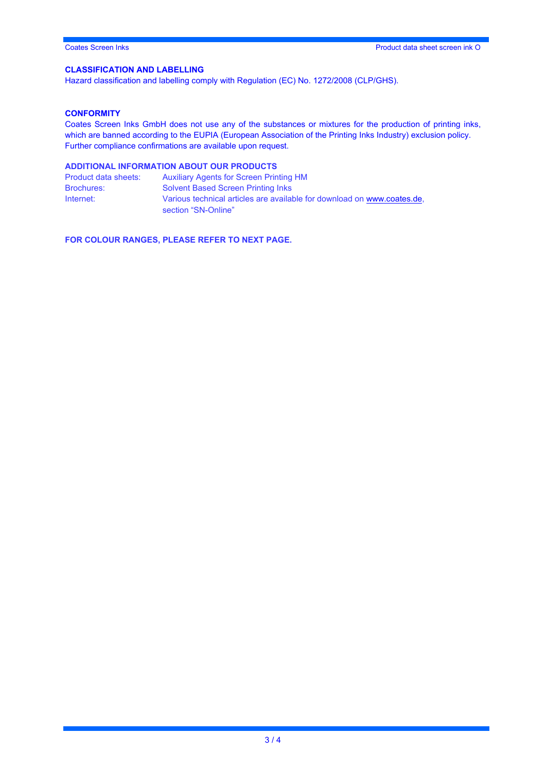## CLASSIFICATION AND LABELLING

Hazard classification and labelling comply with Regulation (EC) No. 1272/2008 (CLP/GHS).

## CONFORMITY

Coates Screen Inks GmbH does not use any of the substances or mixtures for the production of printing inks, which are banned according to the EUPIA (European Association of the Printing Inks Industry) exclusion policy. Further compliance confirmations are available upon request.

## ADDITIONAL INFORMATION ABOUT OUR PRODUCTS

| | |
|---|---|
| Product data sheets: | Auxiliary Agents for Screen Printing HM |
| Brochures: | Solvent Based Screen Printing Inks |
| Internet: | Various technical articles are available for download on www.coates.de, section “SN-Online” |

**FOR COLOUR RANGES, PLEASE REFER TO NEXT PAGE.**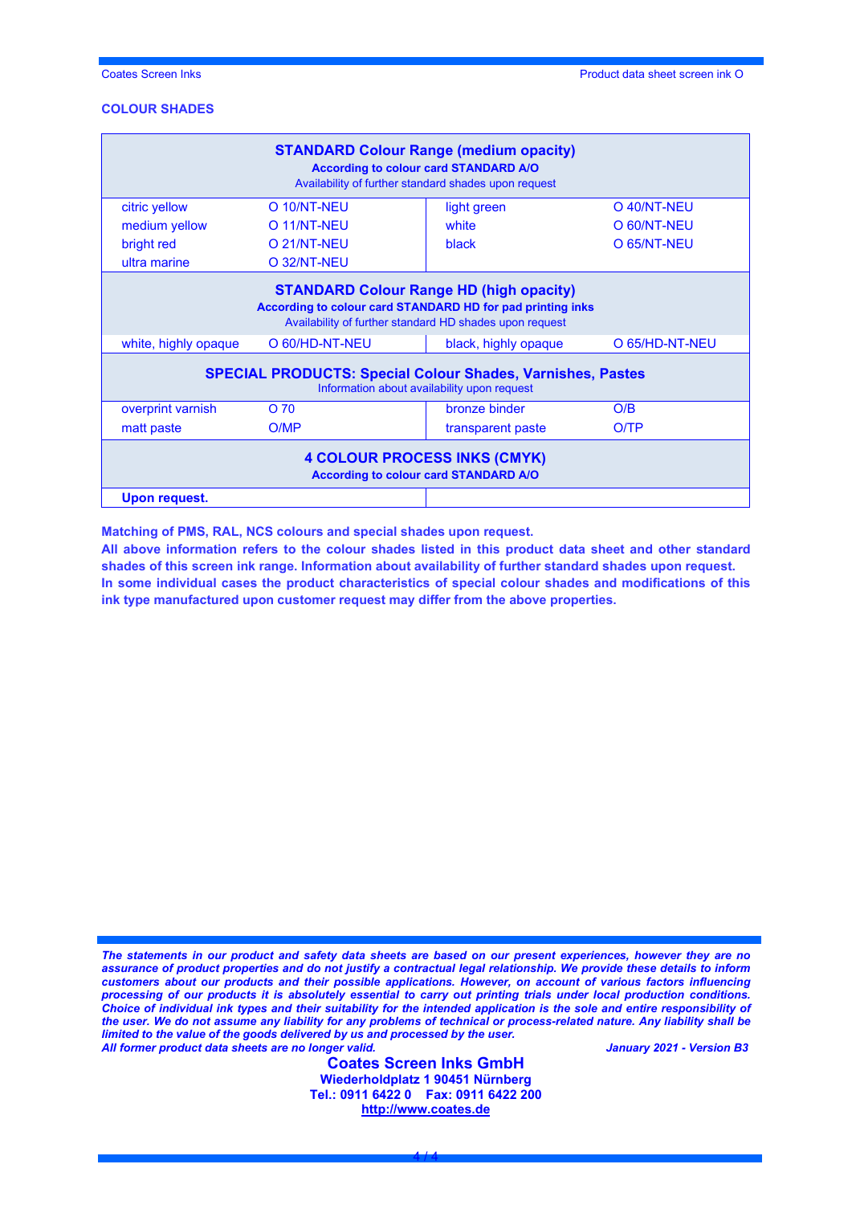## COLOUR SHADES

| | | | |
|---|---|---|---|
| **STANDARD Colour Range (medium opacity)**<br>**According to colour card STANDARD A/O**<br>Availability of further standard shades upon request | | | |
| citric yellow | O 10/NT-NEU | light green | O 40/NT-NEU |
| medium yellow | O 11/NT-NEU | white | O 60/NT-NEU |
| bright red | O 21/NT-NEU | black | O 65/NT-NEU |
| ultra marine | O 32/NT-NEU | | |
| **STANDARD Colour Range HD (high opacity)**<br>**According to colour card STANDARD HD for pad printing inks**<br>Availability of further standard HD shades upon request | | | |
| white, highly opaque | O 60/HD-NT-NEU | black, highly opaque | O 65/HD-NT-NEU |
| **SPECIAL PRODUCTS: Special Colour Shades, Varnishes, Pastes**<br>Information about availability upon request | | | |
| overprint varnish | O 70 | bronze binder | O/B |
| matt paste | O/MP | transparent paste | O/TP |
| **4 COLOUR PROCESS INKS (CMYK)**<br>**According to colour card STANDARD A/O** | | | |
| **Upon request.** | | | |

**Matching of PMS, RAL, NCS colours and special shades upon request.**
**All above information refers to the colour shades listed in this product data sheet and other standard shades of this screen ink range. Information about availability of further standard shades upon request.**
**In some individual cases the product characteristics of special colour shades and modifications of this ink type manufactured upon customer request may differ from the above properties.**

***The statements in our product and safety data sheets are based on our present experiences, however they are no assurance of product properties and do not justify a contractual legal relationship. We provide these details to inform customers about our products and their possible applications. However, on account of various factors influencing processing of our products it is absolutely essential to carry out printing trials under local production conditions. Choice of individual ink types and their suitability for the intended application is the sole and entire responsibility of the user. We do not assume any liability for any problems of technical or process-related nature. Any liability shall be limited to the value of the goods delivered by us and processed by the user.***
***All former product data sheets are no longer valid.*** ***January 2021 - Version B3***

**Coates Screen Inks GmbH**
**Wiederholdplatz 1 90451 Nürnberg**
**Tel.: 0911 6422 0 Fax: 0911 6422 200**
**http://www.coates.de**